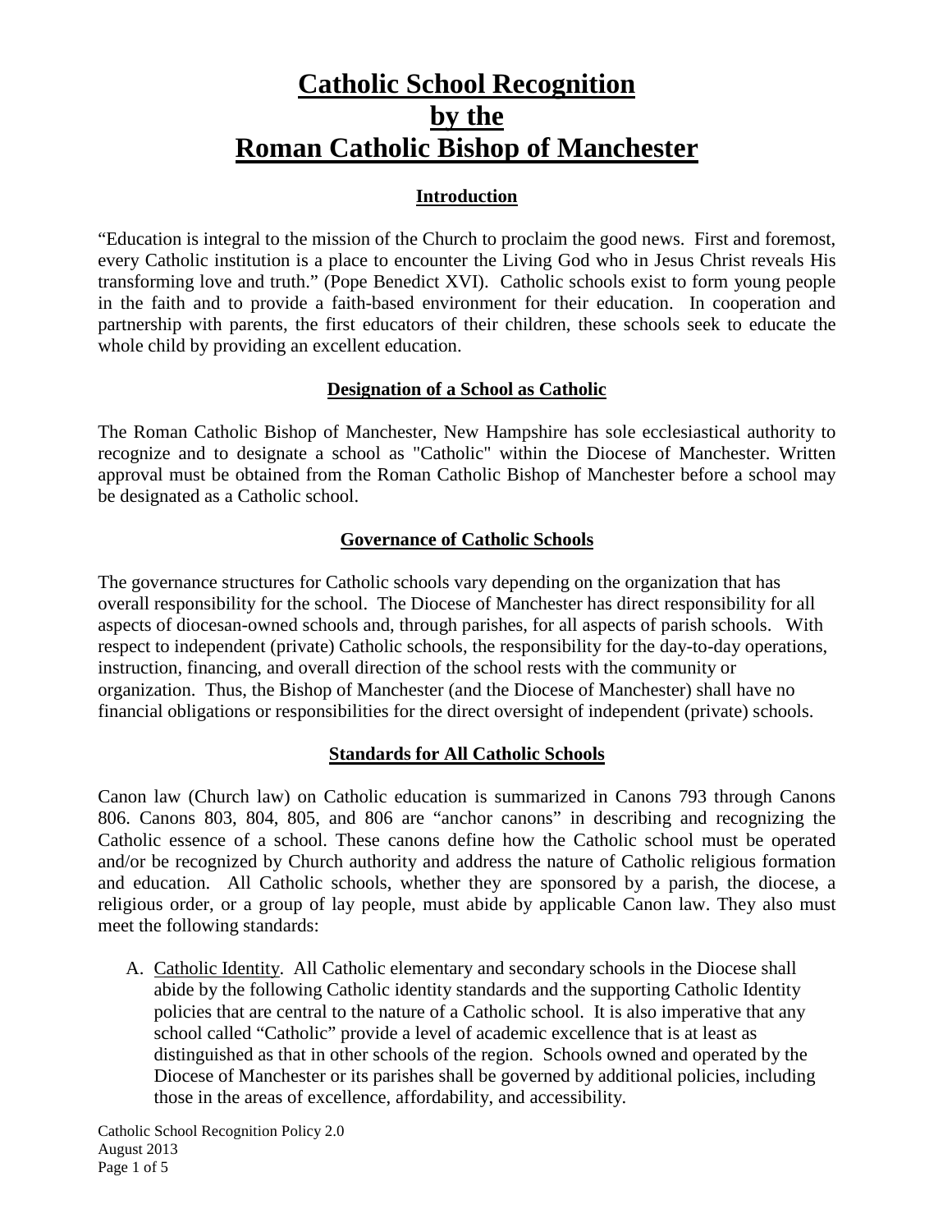# Catholic School Recognition by the Roman Catholic Bishop of Manchester

## Introduction

"Education is integral to the mission of the Church to proclaim the good news. First and foremost, every Catholic institution is a place to encounter the Living God who in Jesus Christ reveals His transforming love and truth." (Pope Benedict XVI). Catholic schools exist to form young people in the faith and to provide a faith-based environment for their education. In cooperation and partnership with parents, the first educators of their children, these schools seek to educate the whole child by providing an excellent education.

## Designation of a School as Catholic

The Roman Catholic Bishop of Manchester, New Hampshire has sole ecclesiastical authority to recognize and to designate a school as "Catholic" within the Diocese of Manchester. Written approval must be obtained from the Roman Catholic Bishop of Manchester before a school may be designated as a Catholic school.

## Governance of Catholic Schools

The governance structures for Catholic schools vary depending on the organization that has overall responsibility for the school. The Diocese of Manchester has direct responsibility for all aspects of diocesan-owned schools and, through parishes, for all aspects of parish schools. With respect to independent (private) Catholic schools, the responsibility for the day-to-day operations, instruction, financing, and overall direction of the school rests with the community or organization. Thus, the Bishop of Manchester (and the Diocese of Manchester) shall have no financial obligations or responsibilities for the direct oversight of independent (private) schools.

## Standards for All Catholic Schools

Canon law (Church law) on Catholic education is summarized in Canons 793 through Canons 806. Canons 803, 804, 805, and 806 are "anchor canons" in describing and recognizing the Catholic essence of a school. These canons define how the Catholic school must be operated and/or be recognized by Church authority and address the nature of Catholic religious formation and education. All Catholic schools, whether they are sponsored by a parish, the diocese, a religious order, or a group of lay people, must abide by applicable Canon law. They also must meet the following standards:

A. Catholic Identity. All Catholic elementary and secondary schools in the Diocese shall abide by the following Catholic identity standards and the supporting Catholic Identity policies that are central to the nature of a Catholic school. It is also imperative that any school called "Catholic" provide a level of academic excellence that is at least as distinguished as that in other schools of the region. Schools owned and operated by the Diocese of Manchester or its parishes shall be governed by additional policies, including those in the areas of excellence, affordability, and accessibility.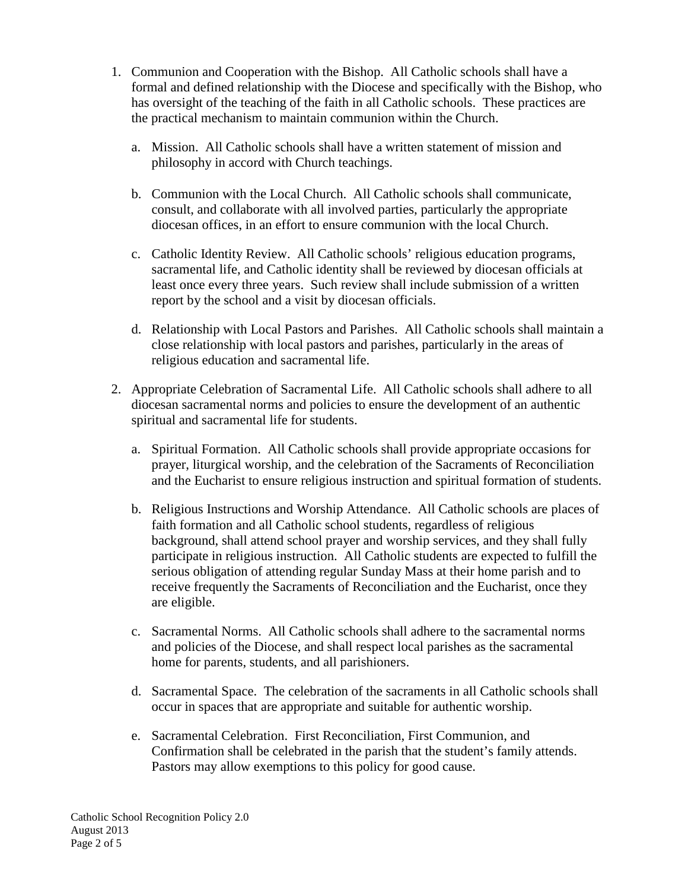1. Communion and Cooperation with the Bishop. All Catholic schools shall have a formal and defined relationship with the Diocese and specifically with the Bishop, who has oversight of the teaching of the faith in all Catholic schools. These practices are the practical mechanism to maintain communion within the Church.

   a. Mission. All Catholic schools shall have a written statement of mission and philosophy in accord with Church teachings.

   b. Communion with the Local Church. All Catholic schools shall communicate, consult, and collaborate with all involved parties, particularly the appropriate diocesan offices, in an effort to ensure communion with the local Church.

   c. Catholic Identity Review. All Catholic schools' religious education programs, sacramental life, and Catholic identity shall be reviewed by diocesan officials at least once every three years. Such review shall include submission of a written report by the school and a visit by diocesan officials.

   d. Relationship with Local Pastors and Parishes. All Catholic schools shall maintain a close relationship with local pastors and parishes, particularly in the areas of religious education and sacramental life.

2. Appropriate Celebration of Sacramental Life. All Catholic schools shall adhere to all diocesan sacramental norms and policies to ensure the development of an authentic spiritual and sacramental life for students.

   a. Spiritual Formation. All Catholic schools shall provide appropriate occasions for prayer, liturgical worship, and the celebration of the Sacraments of Reconciliation and the Eucharist to ensure religious instruction and spiritual formation of students.

   b. Religious Instructions and Worship Attendance. All Catholic schools are places of faith formation and all Catholic school students, regardless of religious background, shall attend school prayer and worship services, and they shall fully participate in religious instruction. All Catholic students are expected to fulfill the serious obligation of attending regular Sunday Mass at their home parish and to receive frequently the Sacraments of Reconciliation and the Eucharist, once they are eligible.

   c. Sacramental Norms. All Catholic schools shall adhere to the sacramental norms and policies of the Diocese, and shall respect local parishes as the sacramental home for parents, students, and all parishioners.

   d. Sacramental Space. The celebration of the sacraments in all Catholic schools shall occur in spaces that are appropriate and suitable for authentic worship.

   e. Sacramental Celebration. First Reconciliation, First Communion, and Confirmation shall be celebrated in the parish that the student's family attends. Pastors may allow exemptions to this policy for good cause.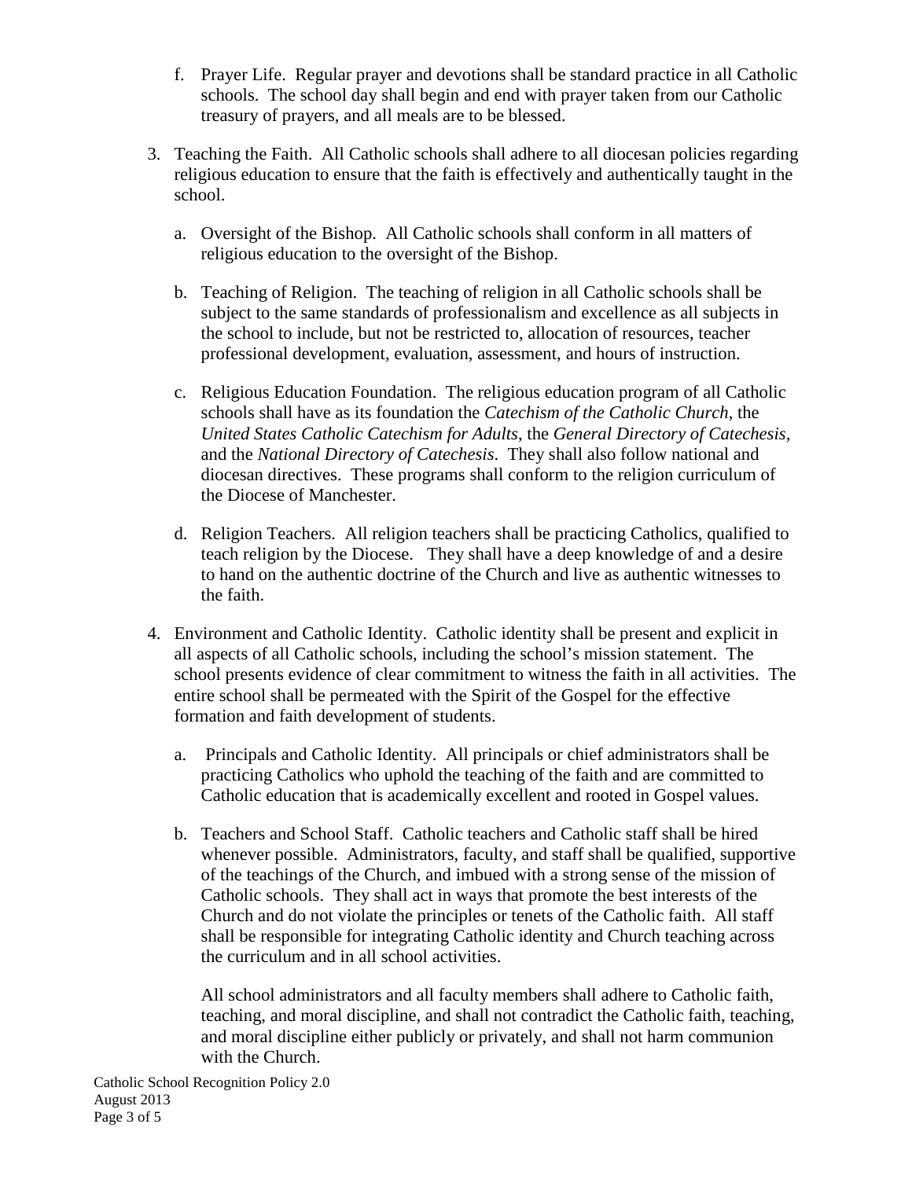f. Prayer Life. Regular prayer and devotions shall be standard practice in all Catholic schools. The school day shall begin and end with prayer taken from our Catholic treasury of prayers, and all meals are to be blessed.

3. Teaching the Faith. All Catholic schools shall adhere to all diocesan policies regarding religious education to ensure that the faith is effectively and authentically taught in the school.

   a. Oversight of the Bishop. All Catholic schools shall conform in all matters of religious education to the oversight of the Bishop.

   b. Teaching of Religion. The teaching of religion in all Catholic schools shall be subject to the same standards of professionalism and excellence as all subjects in the school to include, but not be restricted to, allocation of resources, teacher professional development, evaluation, assessment, and hours of instruction.

   c. Religious Education Foundation. The religious education program of all Catholic schools shall have as its foundation the *Catechism of the Catholic Church,* the *United States Catholic Catechism for Adults*, the *General Directory of Catechesis,* and the *National Directory of Catechesis.* They shall also follow national and diocesan directives. These programs shall conform to the religion curriculum of the Diocese of Manchester.

   d. Religion Teachers. All religion teachers shall be practicing Catholics, qualified to teach religion by the Diocese. They shall have a deep knowledge of and a desire to hand on the authentic doctrine of the Church and live as authentic witnesses to the faith.

4. Environment and Catholic Identity. Catholic identity shall be present and explicit in all aspects of all Catholic schools, including the school's mission statement. The school presents evidence of clear commitment to witness the faith in all activities. The entire school shall be permeated with the Spirit of the Gospel for the effective formation and faith development of students.

   a. Principals and Catholic Identity. All principals or chief administrators shall be practicing Catholics who uphold the teaching of the faith and are committed to Catholic education that is academically excellent and rooted in Gospel values.

   b. Teachers and School Staff. Catholic teachers and Catholic staff shall be hired whenever possible. Administrators, faculty, and staff shall be qualified, supportive of the teachings of the Church, and imbued with a strong sense of the mission of Catholic schools. They shall act in ways that promote the best interests of the Church and do not violate the principles or tenets of the Catholic faith. All staff shall be responsible for integrating Catholic identity and Church teaching across the curriculum and in all school activities.

      All school administrators and all faculty members shall adhere to Catholic faith, teaching, and moral discipline, and shall not contradict the Catholic faith, teaching, and moral discipline either publicly or privately, and shall not harm communion with the Church.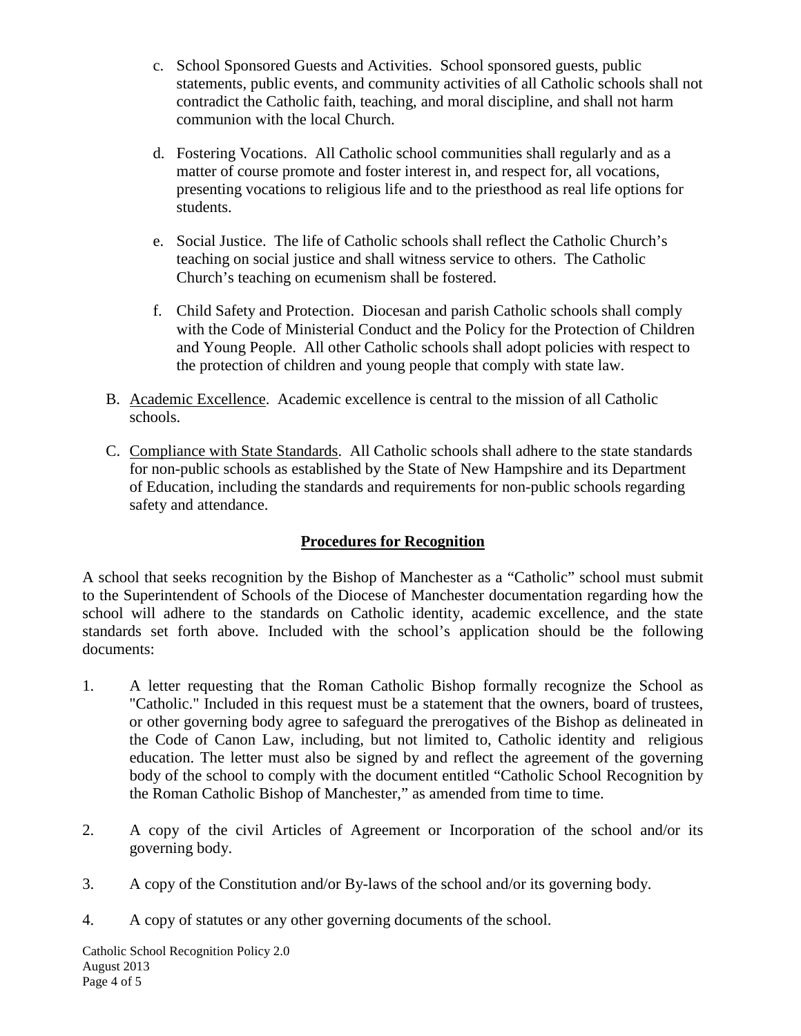c. School Sponsored Guests and Activities. School sponsored guests, public statements, public events, and community activities of all Catholic schools shall not contradict the Catholic faith, teaching, and moral discipline, and shall not harm communion with the local Church.

d. Fostering Vocations. All Catholic school communities shall regularly and as a matter of course promote and foster interest in, and respect for, all vocations, presenting vocations to religious life and to the priesthood as real life options for students.

e. Social Justice. The life of Catholic schools shall reflect the Catholic Church's teaching on social justice and shall witness service to others. The Catholic Church's teaching on ecumenism shall be fostered.

f. Child Safety and Protection. Diocesan and parish Catholic schools shall comply with the Code of Ministerial Conduct and the Policy for the Protection of Children and Young People. All other Catholic schools shall adopt policies with respect to the protection of children and young people that comply with state law.

B. <u>Academic Excellence</u>. Academic excellence is central to the mission of all Catholic schools.

C. <u>Compliance with State Standards</u>. All Catholic schools shall adhere to the state standards for non-public schools as established by the State of New Hampshire and its Department of Education, including the standards and requirements for non-public schools regarding safety and attendance.

## **<u>Procedures for Recognition</u>**

A school that seeks recognition by the Bishop of Manchester as a "Catholic" school must submit to the Superintendent of Schools of the Diocese of Manchester documentation regarding how the school will adhere to the standards on Catholic identity, academic excellence, and the state standards set forth above. Included with the school's application should be the following documents:

1. A letter requesting that the Roman Catholic Bishop formally recognize the School as "Catholic." Included in this request must be a statement that the owners, board of trustees, or other governing body agree to safeguard the prerogatives of the Bishop as delineated in the Code of Canon Law, including, but not limited to, Catholic identity and religious education. The letter must also be signed by and reflect the agreement of the governing body of the school to comply with the document entitled "Catholic School Recognition by the Roman Catholic Bishop of Manchester," as amended from time to time.

2. A copy of the civil Articles of Agreement or Incorporation of the school and/or its governing body.

3. A copy of the Constitution and/or By-laws of the school and/or its governing body.

4. A copy of statutes or any other governing documents of the school.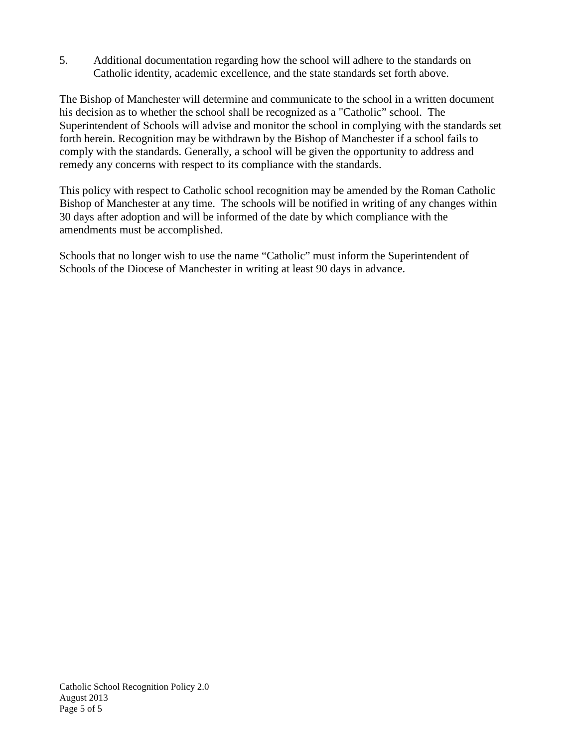5. Additional documentation regarding how the school will adhere to the standards on Catholic identity, academic excellence, and the state standards set forth above.

The Bishop of Manchester will determine and communicate to the school in a written document his decision as to whether the school shall be recognized as a "Catholic" school. The Superintendent of Schools will advise and monitor the school in complying with the standards set forth herein. Recognition may be withdrawn by the Bishop of Manchester if a school fails to comply with the standards. Generally, a school will be given the opportunity to address and remedy any concerns with respect to its compliance with the standards.

This policy with respect to Catholic school recognition may be amended by the Roman Catholic Bishop of Manchester at any time. The schools will be notified in writing of any changes within 30 days after adoption and will be informed of the date by which compliance with the amendments must be accomplished.

Schools that no longer wish to use the name "Catholic" must inform the Superintendent of Schools of the Diocese of Manchester in writing at least 90 days in advance.